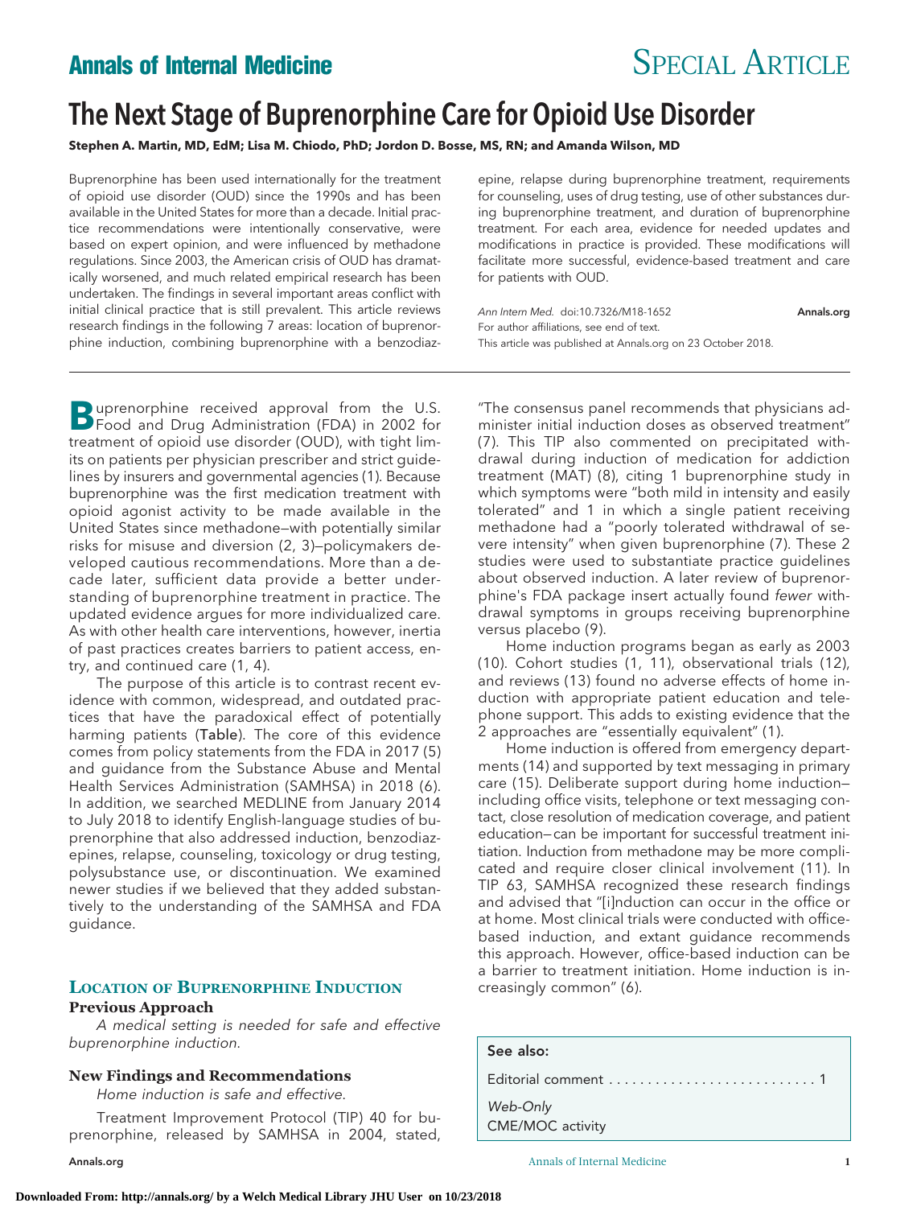# The Next Stage of Buprenorphine Care for Opioid Use Disorder

**Stephen A. Martin, MD, EdM; Lisa M. Chiodo, PhD; Jordon D. Bosse, MS, RN; and Amanda Wilson, MD**

Buprenorphine has been used internationally for the treatment of opioid use disorder (OUD) since the 1990s and has been available in the United States for more than a decade. Initial practice recommendations were intentionally conservative, were based on expert opinion, and were influenced by methadone regulations. Since 2003, the American crisis of OUD has dramatically worsened, and much related empirical research has been undertaken. The findings in several important areas conflict with initial clinical practice that is still prevalent. This article reviews research findings in the following 7 areas: location of buprenorphine induction, combining buprenorphine with a benzodiazepine, relapse during buprenorphine treatment, requirements for counseling, uses of drug testing, use of other substances during buprenorphine treatment, and duration of buprenorphine treatment. For each area, evidence for needed updates and modifications in practice is provided. These modifications will facilitate more successful, evidence-based treatment and care for patients with OUD.

*Ann Intern Med.* doi:10.7326/M18-1652

For author affiliations, see end of text.

This article was published at Annals.org on 23 October 2018.

---

Buprenorphine received approval from the U.S. Food and Drug Administration (FDA) in 2002 for treatment of opioid use disorder (OUD), with tight limits on patients per physician prescriber and strict guidelines by insurers and governmental agencies (1). Because buprenorphine was the first medication treatment with opioid agonist activity to be made available in the United States since methadone—with potentially similar risks for misuse and diversion (2, 3)—policymakers developed cautious recommendations. More than a decade later, sufficient data provide a better understanding of buprenorphine treatment in practice. The updated evidence argues for more individualized care. As with other health care interventions, however, inertia of past practices creates barriers to patient access, entry, and continued care (1, 4).

The purpose of this article is to contrast recent evidence with common, widespread, and outdated practices that have the paradoxical effect of potentially harming patients (Table). The core of this evidence comes from policy statements from the FDA in 2017 (5) and guidance from the Substance Abuse and Mental Health Services Administration (SAMHSA) in 2018 (6). In addition, we searched MEDLINE from January 2014 to July 2018 to identify English-language studies of buprenorphine that also addressed induction, benzodiazepines, relapse, counseling, toxicology or drug testing, polysubstance use, or discontinuation. We examined newer studies if we believed that they added substantively to the understanding of the SAMHSA and FDA guidance.

## Location of Buprenorphine Induction

### Previous Approach

*A medical setting is needed for safe and effective buprenorphine induction.*

### New Findings and Recommendations

*Home induction is safe and effective.*

Treatment Improvement Protocol (TIP) 40 for buprenorphine, released by SAMHSA in 2004, stated, "The consensus panel recommends that physicians administer initial induction doses as observed treatment" (7). This TIP also commented on precipitated withdrawal during induction of medication for addiction treatment (MAT) (8), citing 1 buprenorphine study in which symptoms were "both mild in intensity and easily tolerated" and 1 in which a single patient receiving methadone had a "poorly tolerated withdrawal of severe intensity" when given buprenorphine (7). These 2 studies were used to substantiate practice guidelines about observed induction. A later review of buprenorphine's FDA package insert actually found *fewer* withdrawal symptoms in groups receiving buprenorphine versus placebo (9).

Home induction programs began as early as 2003 (10). Cohort studies (1, 11), observational trials (12), and reviews (13) found no adverse effects of home induction with appropriate patient education and telephone support. This adds to existing evidence that the 2 approaches are "essentially equivalent" (1).

Home induction is offered from emergency departments (14) and supported by text messaging in primary care (15). Deliberate support during home induction—including office visits, telephone or text messaging contact, close resolution of medication coverage, and patient education—can be important for successful treatment initiation. Induction from methadone may be more complicated and require closer clinical involvement (11). In TIP 63, SAMHSA recognized these research findings and advised that "[i]nduction can occur in the office or at home. Most clinical trials were conducted with office-based induction, and extant guidance recommends this approach. However, office-based induction can be a barrier to treatment initiation. Home induction is increasingly common" (6).

| See also: |
|---|
| Editorial comment . . . . . . . . . . . . . . . . . . . . . . . . . . 1 |
| *Web-Only* CME/MOC activity |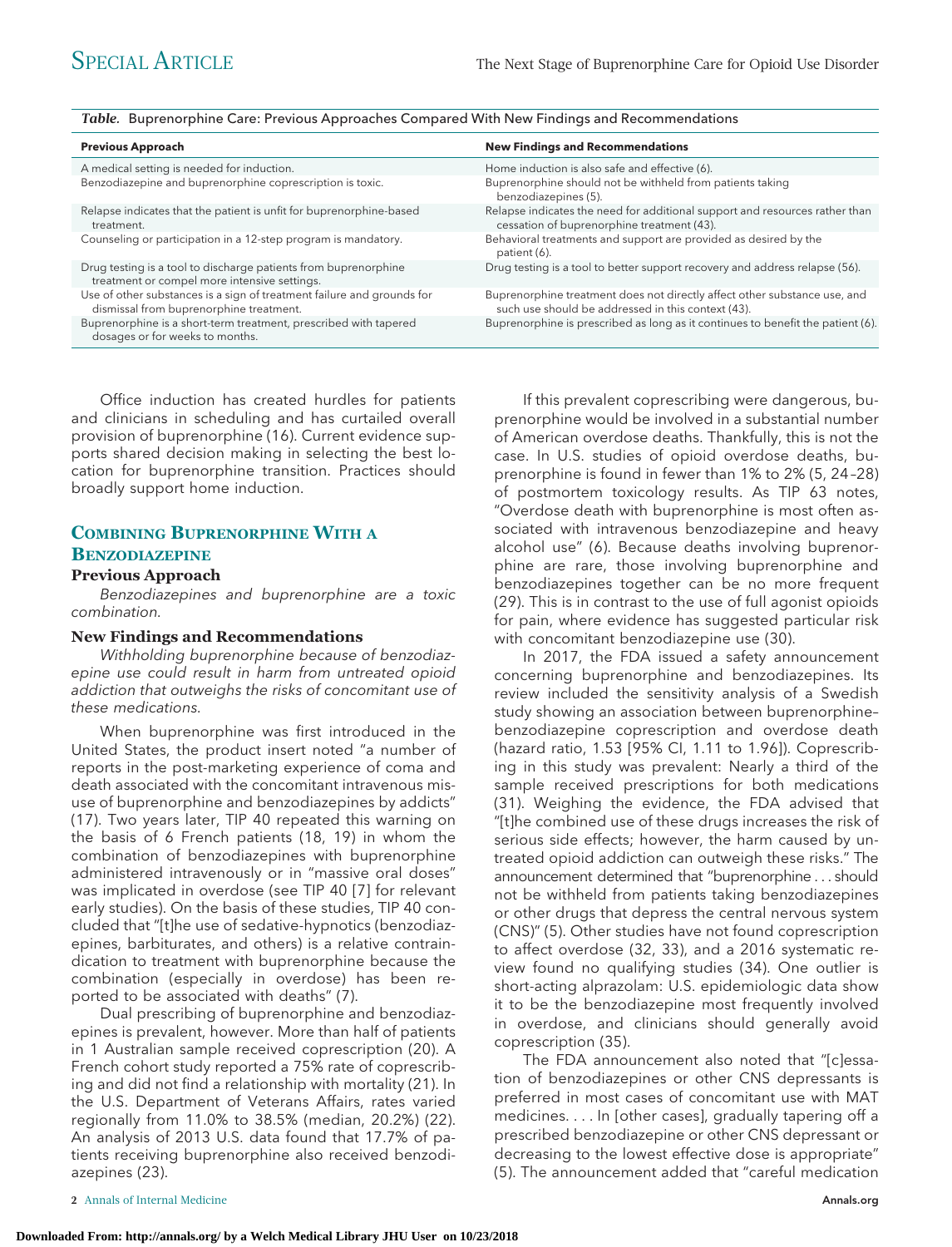**Table.** Buprenorphine Care: Previous Approaches Compared With New Findings and Recommendations

| Previous Approach | New Findings and Recommendations |
|---|---|
| A medical setting is needed for induction. | Home induction is also safe and effective (6). |
| Benzodiazepine and buprenorphine coprescription is toxic. | Buprenorphine should not be withheld from patients taking benzodiazepines (5). |
| Relapse indicates that the patient is unfit for buprenorphine-based treatment. | Relapse indicates the need for additional support and resources rather than cessation of buprenorphine treatment (43). |
| Counseling or participation in a 12-step program is mandatory. | Behavioral treatments and support are provided as desired by the patient (6). |
| Drug testing is a tool to discharge patients from buprenorphine treatment or compel more intensive settings. | Drug testing is a tool to better support recovery and address relapse (56). |
| Use of other substances is a sign of treatment failure and grounds for dismissal from buprenorphine treatment. | Buprenorphine treatment does not directly affect other substance use, and such use should be addressed in this context (43). |
| Buprenorphine is a short-term treatment, prescribed with tapered dosages or for weeks to months. | Buprenorphine is prescribed as long as it continues to benefit the patient (6). |

Office induction has created hurdles for patients and clinicians in scheduling and has curtailed overall provision of buprenorphine (16). Current evidence supports shared decision making in selecting the best location for buprenorphine transition. Practices should broadly support home induction.

## Combining Buprenorphine With a Benzodiazepine

### Previous Approach

*Benzodiazepines and buprenorphine are a toxic combination.*

### New Findings and Recommendations

*Withholding buprenorphine because of benzodiazepine use could result in harm from untreated opioid addiction that outweighs the risks of concomitant use of these medications.*

When buprenorphine was first introduced in the United States, the product insert noted "a number of reports in the post-marketing experience of coma and death associated with the concomitant intravenous misuse of buprenorphine and benzodiazepines by addicts" (17). Two years later, TIP 40 repeated this warning on the basis of 6 French patients (18, 19) in whom the combination of benzodiazepines with buprenorphine administered intravenously or in "massive oral doses" was implicated in overdose (see TIP 40 [7] for relevant early studies). On the basis of these studies, TIP 40 concluded that "[t]he use of sedative-hypnotics (benzodiazepines, barbiturates, and others) is a relative contraindication to treatment with buprenorphine because the combination (especially in overdose) has been reported to be associated with deaths" (7).

Dual prescribing of buprenorphine and benzodiazepines is prevalent, however. More than half of patients in 1 Australian sample received coprescription (20). A French cohort study reported a 75% rate of coprescribing and did not find a relationship with mortality (21). In the U.S. Department of Veterans Affairs, rates varied regionally from 11.0% to 38.5% (median, 20.2%) (22). An analysis of 2013 U.S. data found that 17.7% of patients receiving buprenorphine also received benzodiazepines (23).

If this prevalent coprescribing were dangerous, buprenorphine would be involved in a substantial number of American overdose deaths. Thankfully, this is not the case. In U.S. studies of opioid overdose deaths, buprenorphine is found in fewer than 1% to 2% (5, 24–28) of postmortem toxicology results. As TIP 63 notes, "Overdose death with buprenorphine is most often associated with intravenous benzodiazepine and heavy alcohol use" (6). Because deaths involving buprenorphine are rare, those involving buprenorphine and benzodiazepines together can be no more frequent (29). This is in contrast to the use of full agonist opioids for pain, where evidence has suggested particular risk with concomitant benzodiazepine use (30).

In 2017, the FDA issued a safety announcement concerning buprenorphine and benzodiazepines. Its review included the sensitivity analysis of a Swedish study showing an association between buprenorphine–benzodiazepine coprescription and overdose death (hazard ratio, 1.53 [95% CI, 1.11 to 1.96]). Coprescribing in this study was prevalent: Nearly a third of the sample received prescriptions for both medications (31). Weighing the evidence, the FDA advised that "[t]he combined use of these drugs increases the risk of serious side effects; however, the harm caused by untreated opioid addiction can outweigh these risks." The announcement determined that "buprenorphine . . . should not be withheld from patients taking benzodiazepines or other drugs that depress the central nervous system (CNS)" (5). Other studies have not found coprescription to affect overdose (32, 33), and a 2016 systematic review found no qualifying studies (34). One outlier is short-acting alprazolam: U.S. epidemiologic data show it to be the benzodiazepine most frequently involved in overdose, and clinicians should generally avoid coprescription (35).

The FDA announcement also noted that "[c]essation of benzodiazepines or other CNS depressants is preferred in most cases of concomitant use with MAT medicines. . . . In [other cases], gradually tapering off a prescribed benzodiazepine or other CNS depressant or decreasing to the lowest effective dose is appropriate" (5). The announcement added that "careful medication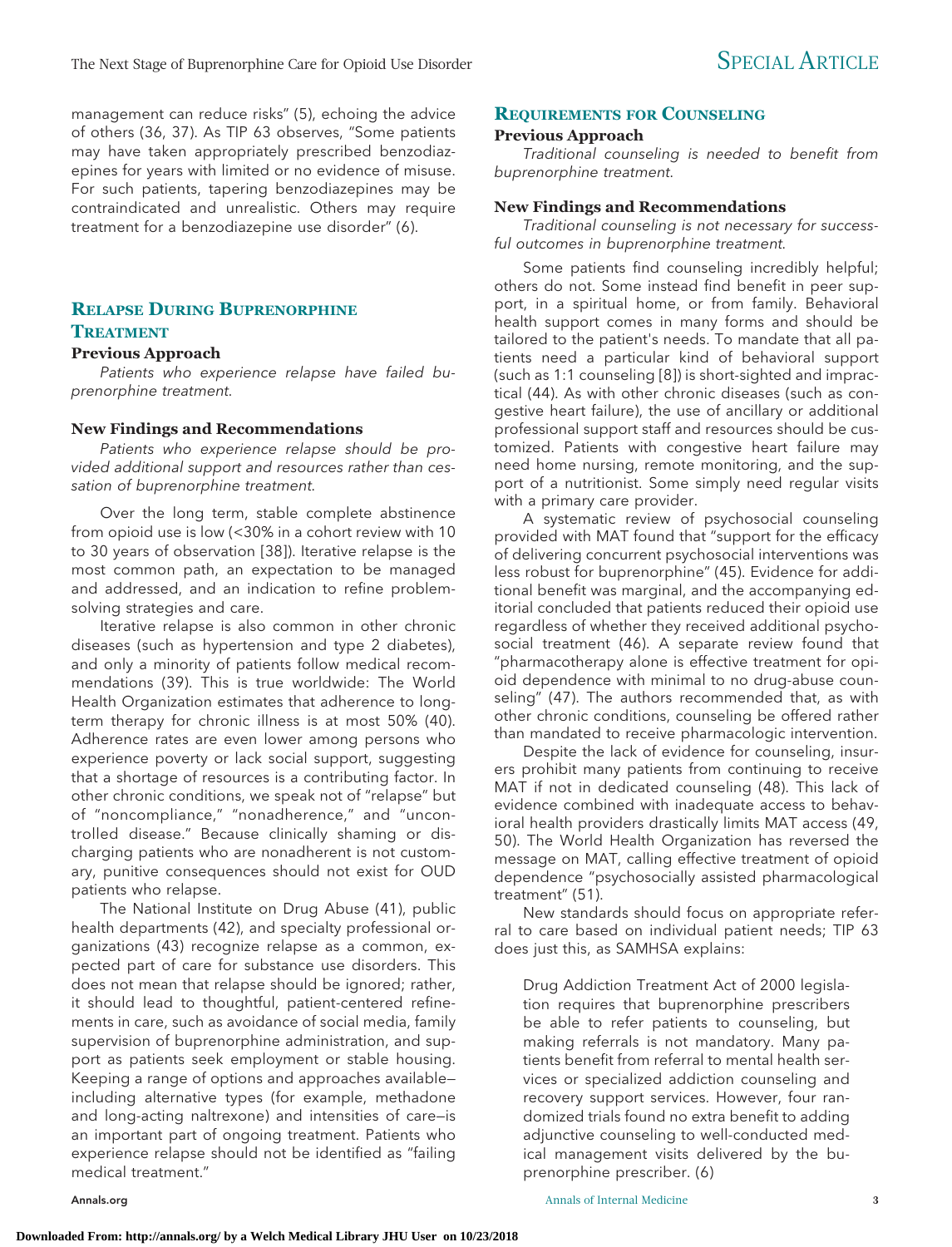management can reduce risks" (5), echoing the advice of others (36, 37). As TIP 63 observes, "Some patients may have taken appropriately prescribed benzodiazepines for years with limited or no evidence of misuse. For such patients, tapering benzodiazepines may be contraindicated and unrealistic. Others may require treatment for a benzodiazepine use disorder" (6).

## Relapse During Buprenorphine Treatment

### Previous Approach

*Patients who experience relapse have failed buprenorphine treatment.*

### New Findings and Recommendations

*Patients who experience relapse should be provided additional support and resources rather than cessation of buprenorphine treatment.*

Over the long term, stable complete abstinence from opioid use is low (<30% in a cohort review with 10 to 30 years of observation [38]). Iterative relapse is the most common path, an expectation to be managed and addressed, and an indication to refine problem-solving strategies and care.

Iterative relapse is also common in other chronic diseases (such as hypertension and type 2 diabetes), and only a minority of patients follow medical recommendations (39). This is true worldwide: The World Health Organization estimates that adherence to long-term therapy for chronic illness is at most 50% (40). Adherence rates are even lower among persons who experience poverty or lack social support, suggesting that a shortage of resources is a contributing factor. In other chronic conditions, we speak not of "relapse" but of "noncompliance," "nonadherence," and "uncontrolled disease." Because clinically shaming or discharging patients who are nonadherent is not customary, punitive consequences should not exist for OUD patients who relapse.

The National Institute on Drug Abuse (41), public health departments (42), and specialty professional organizations (43) recognize relapse as a common, expected part of care for substance use disorders. This does not mean that relapse should be ignored; rather, it should lead to thoughtful, patient-centered refinements in care, such as avoidance of social media, family supervision of buprenorphine administration, and support as patients seek employment or stable housing. Keeping a range of options and approaches available—including alternative types (for example, methadone and long-acting naltrexone) and intensities of care—is an important part of ongoing treatment. Patients who experience relapse should not be identified as "failing medical treatment."

## Requirements for Counseling

### Previous Approach

*Traditional counseling is needed to benefit from buprenorphine treatment.*

### New Findings and Recommendations

*Traditional counseling is not necessary for successful outcomes in buprenorphine treatment.*

Some patients find counseling incredibly helpful; others do not. Some instead find benefit in peer support, in a spiritual home, or from family. Behavioral health support comes in many forms and should be tailored to the patient's needs. To mandate that all patients need a particular kind of behavioral support (such as 1:1 counseling [8]) is short-sighted and impractical (44). As with other chronic diseases (such as congestive heart failure), the use of ancillary or additional professional support staff and resources should be customized. Patients with congestive heart failure may need home nursing, remote monitoring, and the support of a nutritionist. Some simply need regular visits with a primary care provider.

A systematic review of psychosocial counseling provided with MAT found that "support for the efficacy of delivering concurrent psychosocial interventions was less robust for buprenorphine" (45). Evidence for additional benefit was marginal, and the accompanying editorial concluded that patients reduced their opioid use regardless of whether they received additional psychosocial treatment (46). A separate review found that "pharmacotherapy alone is effective treatment for opioid dependence with minimal to no drug-abuse counseling" (47). The authors recommended that, as with other chronic conditions, counseling be offered rather than mandated to receive pharmacologic intervention.

Despite the lack of evidence for counseling, insurers prohibit many patients from continuing to receive MAT if not in dedicated counseling (48). This lack of evidence combined with inadequate access to behavioral health providers drastically limits MAT access (49, 50). The World Health Organization has reversed the message on MAT, calling effective treatment of opioid dependence "psychosocially assisted pharmacological treatment" (51).

New standards should focus on appropriate referral to care based on individual patient needs; TIP 63 does just this, as SAMHSA explains:

> Drug Addiction Treatment Act of 2000 legislation requires that buprenorphine prescribers be able to refer patients to counseling, but making referrals is not mandatory. Many patients benefit from referral to mental health services or specialized addiction counseling and recovery support services. However, four randomized trials found no extra benefit to adding adjunctive counseling to well-conducted medical management visits delivered by the buprenorphine prescriber. (6)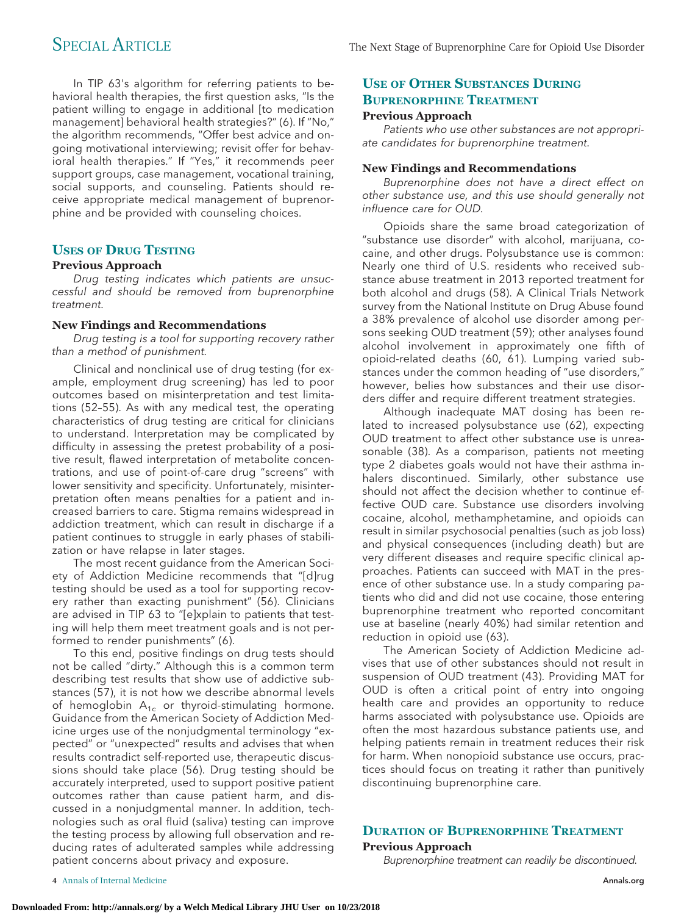In TIP 63's algorithm for referring patients to behavioral health therapies, the first question asks, "Is the patient willing to engage in additional [to medication management] behavioral health strategies?" (6). If "No," the algorithm recommends, "Offer best advice and ongoing motivational interviewing; revisit offer for behavioral health therapies." If "Yes," it recommends peer support groups, case management, vocational training, social supports, and counseling. Patients should receive appropriate medical management of buprenorphine and be provided with counseling choices.

## Uses of Drug Testing

### Previous Approach

*Drug testing indicates which patients are unsuccessful and should be removed from buprenorphine treatment.*

### New Findings and Recommendations

*Drug testing is a tool for supporting recovery rather than a method of punishment.*

Clinical and nonclinical use of drug testing (for example, employment drug screening) has led to poor outcomes based on misinterpretation and test limitations (52–55). As with any medical test, the operating characteristics of drug testing are critical for clinicians to understand. Interpretation may be complicated by difficulty in assessing the pretest probability of a positive result, flawed interpretation of metabolite concentrations, and use of point-of-care drug "screens" with lower sensitivity and specificity. Unfortunately, misinterpretation often means penalties for a patient and increased barriers to care. Stigma remains widespread in addiction treatment, which can result in discharge if a patient continues to struggle in early phases of stabilization or have relapse in later stages.

The most recent guidance from the American Society of Addiction Medicine recommends that "[d]rug testing should be used as a tool for supporting recovery rather than exacting punishment" (56). Clinicians are advised in TIP 63 to "[e]xplain to patients that testing will help them meet treatment goals and is not performed to render punishments" (6).

To this end, positive findings on drug tests should not be called "dirty." Although this is a common term describing test results that show use of addictive substances (57), it is not how we describe abnormal levels of hemoglobin $A_{1c}$ or thyroid-stimulating hormone. Guidance from the American Society of Addiction Medicine urges use of the nonjudgmental terminology "expected" or "unexpected" results and advises that when results contradict self-reported use, therapeutic discussions should take place (56). Drug testing should be accurately interpreted, used to support positive patient outcomes rather than cause patient harm, and discussed in a nonjudgmental manner. In addition, technologies such as oral fluid (saliva) testing can improve the testing process by allowing full observation and reducing rates of adulterated samples while addressing patient concerns about privacy and exposure.

## Use of Other Substances During Buprenorphine Treatment

### Previous Approach

*Patients who use other substances are not appropriate candidates for buprenorphine treatment.*

### New Findings and Recommendations

*Buprenorphine does not have a direct effect on other substance use, and this use should generally not influence care for OUD.*

Opioids share the same broad categorization of "substance use disorder" with alcohol, marijuana, cocaine, and other drugs. Polysubstance use is common: Nearly one third of U.S. residents who received substance abuse treatment in 2013 reported treatment for both alcohol and drugs (58). A Clinical Trials Network survey from the National Institute on Drug Abuse found a 38% prevalence of alcohol use disorder among persons seeking OUD treatment (59); other analyses found alcohol involvement in approximately one fifth of opioid-related deaths (60, 61). Lumping varied substances under the common heading of "use disorders," however, belies how substances and their use disorders differ and require different treatment strategies.

Although inadequate MAT dosing has been related to increased polysubstance use (62), expecting OUD treatment to affect other substance use is unreasonable (38). As a comparison, patients not meeting type 2 diabetes goals would not have their asthma inhalers discontinued. Similarly, other substance use should not affect the decision whether to continue effective OUD care. Substance use disorders involving cocaine, alcohol, methamphetamine, and opioids can result in similar psychosocial penalties (such as job loss) and physical consequences (including death) but are very different diseases and require specific clinical approaches. Patients can succeed with MAT in the presence of other substance use. In a study comparing patients who did and did not use cocaine, those entering buprenorphine treatment who reported concomitant use at baseline (nearly 40%) had similar retention and reduction in opioid use (63).

The American Society of Addiction Medicine advises that use of other substances should not result in suspension of OUD treatment (43). Providing MAT for OUD is often a critical point of entry into ongoing health care and provides an opportunity to reduce harms associated with polysubstance use. Opioids are often the most hazardous substance patients use, and helping patients remain in treatment reduces their risk for harm. When nonopioid substance use occurs, practices should focus on treating it rather than punitively discontinuing buprenorphine care.

## Duration of Buprenorphine Treatment

### Previous Approach

*Buprenorphine treatment can readily be discontinued.*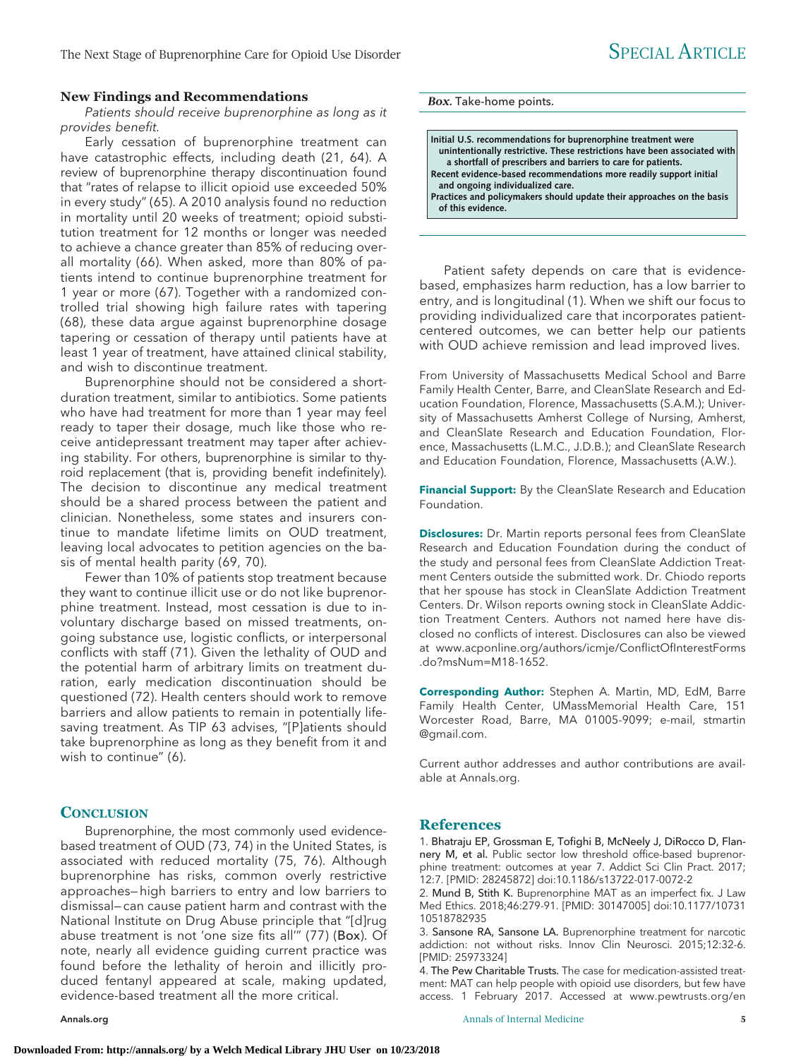## New Findings and Recommendations

*Patients should receive buprenorphine as long as it provides benefit.*

Early cessation of buprenorphine treatment can have catastrophic effects, including death (21, 64). A review of buprenorphine therapy discontinuation found that "rates of relapse to illicit opioid use exceeded 50% in every study" (65). A 2010 analysis found no reduction in mortality until 20 weeks of treatment; opioid substitution treatment for 12 months or longer was needed to achieve a chance greater than 85% of reducing overall mortality (66). When asked, more than 80% of patients intend to continue buprenorphine treatment for 1 year or more (67). Together with a randomized controlled trial showing high failure rates with tapering (68), these data argue against buprenorphine dosage tapering or cessation of therapy until patients have at least 1 year of treatment, have attained clinical stability, and wish to discontinue treatment.

Buprenorphine should not be considered a short-duration treatment, similar to antibiotics. Some patients who have had treatment for more than 1 year may feel ready to taper their dosage, much like those who receive antidepressant treatment may taper after achieving stability. For others, buprenorphine is similar to thyroid replacement (that is, providing benefit indefinitely). The decision to discontinue any medical treatment should be a shared process between the patient and clinician. Nonetheless, some states and insurers continue to mandate lifetime limits on OUD treatment, leaving local advocates to petition agencies on the basis of mental health parity (69, 70).

Fewer than 10% of patients stop treatment because they want to continue illicit use or do not like buprenorphine treatment. Instead, most cessation is due to involuntary discharge based on missed treatments, ongoing substance use, logistic conflicts, or interpersonal conflicts with staff (71). Given the lethality of OUD and the potential harm of arbitrary limits on treatment duration, early medication discontinuation should be questioned (72). Health centers should work to remove barriers and allow patients to remain in potentially life-saving treatment. As TIP 63 advises, "[P]atients should take buprenorphine as long as they benefit from it and wish to continue" (6).

## Conclusion

Buprenorphine, the most commonly used evidence-based treatment of OUD (73, 74) in the United States, is associated with reduced mortality (75, 76). Although buprenorphine has risks, common overly restrictive approaches—high barriers to entry and low barriers to dismissal—can cause patient harm and contrast with the National Institute on Drug Abuse principle that "[d]rug abuse treatment is not 'one size fits all'" (77) (Box). Of note, nearly all evidence guiding current practice was found before the lethality of heroin and illicitly produced fentanyl appeared at scale, making updated, evidence-based treatment all the more critical.

***Box.*** Take-home points.

**Initial U.S. recommendations for buprenorphine treatment were unintentionally restrictive. These restrictions have been associated with a shortfall of prescribers and barriers to care for patients.**
**Recent evidence-based recommendations more readily support initial and ongoing individualized care.**
**Practices and policymakers should update their approaches on the basis of this evidence.**

Patient safety depends on care that is evidence-based, emphasizes harm reduction, has a low barrier to entry, and is longitudinal (1). When we shift our focus to providing individualized care that incorporates patient-centered outcomes, we can better help our patients with OUD achieve remission and lead improved lives.

From University of Massachusetts Medical School and Barre Family Health Center, Barre, and CleanSlate Research and Education Foundation, Florence, Massachusetts (S.A.M.); University of Massachusetts Amherst College of Nursing, Amherst, and CleanSlate Research and Education Foundation, Florence, Massachusetts (L.M.C., J.D.B.); and CleanSlate Research and Education Foundation, Florence, Massachusetts (A.W.).

**Financial Support:** By the CleanSlate Research and Education Foundation.

**Disclosures:** Dr. Martin reports personal fees from CleanSlate Research and Education Foundation during the conduct of the study and personal fees from CleanSlate Addiction Treatment Centers outside the submitted work. Dr. Chiodo reports that her spouse has stock in CleanSlate Addiction Treatment Centers. Dr. Wilson reports owning stock in CleanSlate Addiction Treatment Centers. Authors not named here have disclosed no conflicts of interest. Disclosures can also be viewed at www.acponline.org/authors/icmje/ConflictOfInterestForms.do?msNum=M18-1652.

**Corresponding Author:** Stephen A. Martin, MD, EdM, Barre Family Health Center, UMassMemorial Health Care, 151 Worcester Road, Barre, MA 01005-9099; e-mail, stmartin@gmail.com.

Current author addresses and author contributions are available at Annals.org.

## References

1. **Bhatraju EP, Grossman E, Tofighi B, McNeely J, DiRocco D, Flannery M, et al.** Public sector low threshold office-based buprenorphine treatment: outcomes at year 7. Addict Sci Clin Pract. 2017;12:7. [PMID: 28245872] doi:10.1186/s13722-017-0072-2
2. **Mund B, Stith K.** Buprenorphine MAT as an imperfect fix. J Law Med Ethics. 2018;46:279-91. [PMID: 30147005] doi:10.1177/1073110518782935
3. **Sansone RA, Sansone LA.** Buprenorphine treatment for narcotic addiction: not without risks. Innov Clin Neurosci. 2015;12:32-6. [PMID: 25973324]
4. **The Pew Charitable Trusts.** The case for medication-assisted treatment: MAT can help people with opioid use disorders, but few have access. 1 February 2017. Accessed at www.pewtrusts.org/en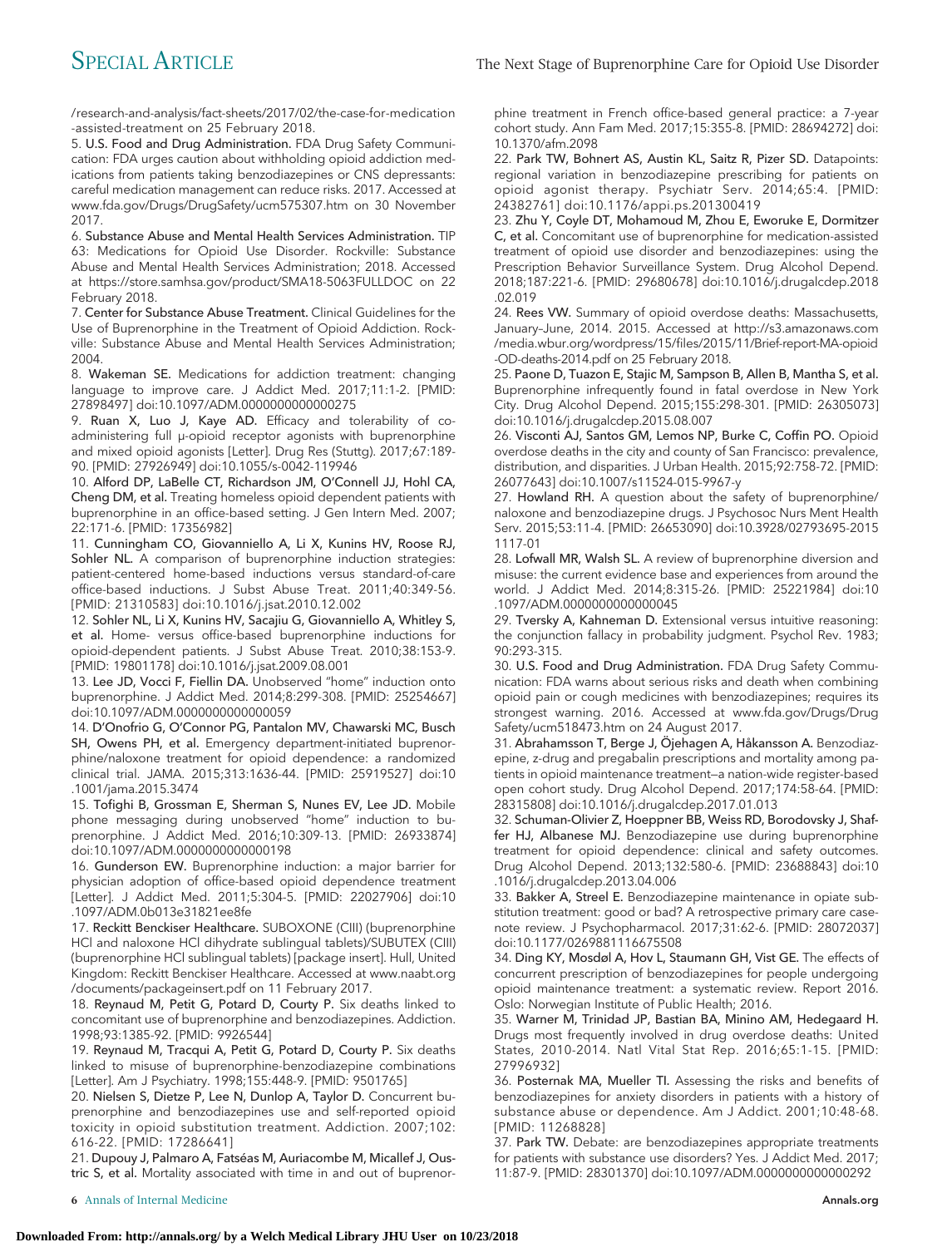/research-and-analysis/fact-sheets/2017/02/the-case-for-medication-assisted-treatment on 25 February 2018.

5. **U.S. Food and Drug Administration.** FDA Drug Safety Communication: FDA urges caution about withholding opioid addiction medications from patients taking benzodiazepines or CNS depressants: careful medication management can reduce risks. 2017. Accessed at www.fda.gov/Drugs/DrugSafety/ucm575307.htm on 30 November 2017.

6. **Substance Abuse and Mental Health Services Administration.** TIP 63: Medications for Opioid Use Disorder. Rockville: Substance Abuse and Mental Health Services Administration; 2018. Accessed at https://store.samhsa.gov/product/SMA18-5063FULLDOC on 22 February 2018.

7. **Center for Substance Abuse Treatment.** Clinical Guidelines for the Use of Buprenorphine in the Treatment of Opioid Addiction. Rockville: Substance Abuse and Mental Health Services Administration; 2004.

8. **Wakeman SE.** Medications for addiction treatment: changing language to improve care. J Addict Med. 2017;11:1-2. [PMID: 27898497] doi:10.1097/ADM.0000000000000275

9. **Ruan X, Luo J, Kaye AD.** Efficacy and tolerability of co-administering full μ-opioid receptor agonists with buprenorphine and mixed opioid agonists [Letter]. Drug Res (Stuttg). 2017;67:189-90. [PMID: 27926949] doi:10.1055/s-0042-119946

10. **Alford DP, LaBelle CT, Richardson JM, O'Connell JJ, Hohl CA, Cheng DM, et al.** Treating homeless opioid dependent patients with buprenorphine in an office-based setting. J Gen Intern Med. 2007;22:171-6. [PMID: 17356982]

11. **Cunningham CO, Giovanniello A, Li X, Kunins HV, Roose RJ, Sohler NL.** A comparison of buprenorphine induction strategies: patient-centered home-based inductions versus standard-of-care office-based inductions. J Subst Abuse Treat. 2011;40:349-56. [PMID: 21310583] doi:10.1016/j.jsat.2010.12.002

12. **Sohler NL, Li X, Kunins HV, Sacajiu G, Giovanniello A, Whitley S, et al.** Home- versus office-based buprenorphine inductions for opioid-dependent patients. J Subst Abuse Treat. 2010;38:153-9. [PMID: 19801178] doi:10.1016/j.jsat.2009.08.001

13. **Lee JD, Vocci F, Fiellin DA.** Unobserved "home" induction onto buprenorphine. J Addict Med. 2014;8:299-308. [PMID: 25254667] doi:10.1097/ADM.0000000000000059

14. **D'Onofrio G, O'Connor PG, Pantalon MV, Chawarski MC, Busch SH, Owens PH, et al.** Emergency department-initiated buprenorphine/naloxone treatment for opioid dependence: a randomized clinical trial. JAMA. 2015;313:1636-44. [PMID: 25919527] doi:10.1001/jama.2015.3474

15. **Tofighi B, Grossman E, Sherman S, Nunes EV, Lee JD.** Mobile phone messaging during unobserved "home" induction to buprenorphine. J Addict Med. 2016;10:309-13. [PMID: 26933874] doi:10.1097/ADM.0000000000000198

16. **Gunderson EW.** Buprenorphine induction: a major barrier for physician adoption of office-based opioid dependence treatment [Letter]. J Addict Med. 2011;5:304-5. [PMID: 22027906] doi:10.1097/ADM.0b013e31821ee8fe

17. **Reckitt Benckiser Healthcare.** SUBOXONE (CIII) (buprenorphine HCl and naloxone HCl dihydrate sublingual tablets)/SUBUTEX (CIII) (buprenorphine HCl sublingual tablets) [package insert]. Hull, United Kingdom: Reckitt Benckiser Healthcare. Accessed at www.naabt.org/documents/packageinsert.pdf on 11 February 2017.

18. **Reynaud M, Petit G, Potard D, Courty P.** Six deaths linked to concomitant use of buprenorphine and benzodiazepines. Addiction. 1998;93:1385-92. [PMID: 9926544]

19. **Reynaud M, Tracqui A, Petit G, Potard D, Courty P.** Six deaths linked to misuse of buprenorphine-benzodiazepine combinations [Letter]. Am J Psychiatry. 1998;155:448-9. [PMID: 9501765]

20. **Nielsen S, Dietze P, Lee N, Dunlop A, Taylor D.** Concurrent buprenorphine and benzodiazepines use and self-reported opioid toxicity in opioid substitution treatment. Addiction. 2007;102:616-22. [PMID: 17286641]

21. **Dupouy J, Palmaro A, Fatséas M, Auriacombe M, Micallef J, Oustric S, et al.** Mortality associated with time in and out of buprenorphine treatment in French office-based general practice: a 7-year cohort study. Ann Fam Med. 2017;15:355-8. [PMID: 28694272] doi:10.1370/afm.2098

22. **Park TW, Bohnert AS, Austin KL, Saitz R, Pizer SD.** Datapoints: regional variation in benzodiazepine prescribing for patients on opioid agonist therapy. Psychiatr Serv. 2014;65:4. [PMID: 24382761] doi:10.1176/appi.ps.201300419

23. **Zhu Y, Coyle DT, Mohamoud M, Zhou E, Eworuke E, Dormitzer C, et al.** Concomitant use of buprenorphine for medication-assisted treatment of opioid use disorder and benzodiazepines: using the Prescription Behavior Surveillance System. Drug Alcohol Depend. 2018;187:221-6. [PMID: 29680678] doi:10.1016/j.drugalcdep.2018.02.019

24. **Rees VW.** Summary of opioid overdose deaths: Massachusetts, January–June, 2014. 2015. Accessed at http://s3.amazonaws.com/media.wbur.org/wordpress/15/files/2015/11/Brief-report-MA-opioid-OD-deaths-2014.pdf on 25 February 2018.

25. **Paone D, Tuazon E, Stajic M, Sampson B, Allen B, Mantha S, et al.** Buprenorphine infrequently found in fatal overdose in New York City. Drug Alcohol Depend. 2015;155:298-301. [PMID: 26305073] doi:10.1016/j.drugalcdep.2015.08.007

26. **Visconti AJ, Santos GM, Lemos NP, Burke C, Coffin PO.** Opioid overdose deaths in the city and county of San Francisco: prevalence, distribution, and disparities. J Urban Health. 2015;92:758-72. [PMID: 26077643] doi:10.1007/s11524-015-9967-y

27. **Howland RH.** A question about the safety of buprenorphine/naloxone and benzodiazepine drugs. J Psychosoc Nurs Ment Health Serv. 2015;53:11-4. [PMID: 26653090] doi:10.3928/02793695-20151117-01

28. **Lofwall MR, Walsh SL.** A review of buprenorphine diversion and misuse: the current evidence base and experiences from around the world. J Addict Med. 2014;8:315-26. [PMID: 25221984] doi:10.1097/ADM.0000000000000045

29. **Tversky A, Kahneman D.** Extensional versus intuitive reasoning: the conjunction fallacy in probability judgment. Psychol Rev. 1983;90:293-315.

30. **U.S. Food and Drug Administration.** FDA Drug Safety Communication: FDA warns about serious risks and death when combining opioid pain or cough medicines with benzodiazepines; requires its strongest warning. 2016. Accessed at www.fda.gov/Drugs/DrugSafety/ucm518473.htm on 24 August 2017.

31. **Abrahamsson T, Berge J, Öjehagen A, Håkansson A.** Benzodiazepine, z-drug and pregabalin prescriptions and mortality among patients in opioid maintenance treatment—a nation-wide register-based open cohort study. Drug Alcohol Depend. 2017;174:58-64. [PMID: 28315808] doi:10.1016/j.drugalcdep.2017.01.013

32. **Schuman-Olivier Z, Hoeppner BB, Weiss RD, Borodovsky J, Shaffer HJ, Albanese MJ.** Benzodiazepine use during buprenorphine treatment for opioid dependence: clinical and safety outcomes. Drug Alcohol Depend. 2013;132:580-6. [PMID: 23688843] doi:10.1016/j.drugalcdep.2013.04.006

33. **Bakker A, Streel E.** Benzodiazepine maintenance in opiate substitution treatment: good or bad? A retrospective primary care case-note review. J Psychopharmacol. 2017;31:62-6. [PMID: 28072037] doi:10.1177/0269881116675508

34. **Ding KY, Mosdøl A, Hov L, Staumann GH, Vist GE.** The effects of concurrent prescription of benzodiazepines for people undergoing opioid maintenance treatment: a systematic review. Report 2016. Oslo: Norwegian Institute of Public Health; 2016.

35. **Warner M, Trinidad JP, Bastian BA, Minino AM, Hedegaard H.** Drugs most frequently involved in drug overdose deaths: United States, 2010-2014. Natl Vital Stat Rep. 2016;65:1-15. [PMID: 27996932]

36. **Posternak MA, Mueller TI.** Assessing the risks and benefits of benzodiazepines for anxiety disorders in patients with a history of substance abuse or dependence. Am J Addict. 2001;10:48-68. [PMID: 11268828]

37. **Park TW.** Debate: are benzodiazepines appropriate treatments for patients with substance use disorders? Yes. J Addict Med. 2017;11:87-9. [PMID: 28301370] doi:10.1097/ADM.0000000000000292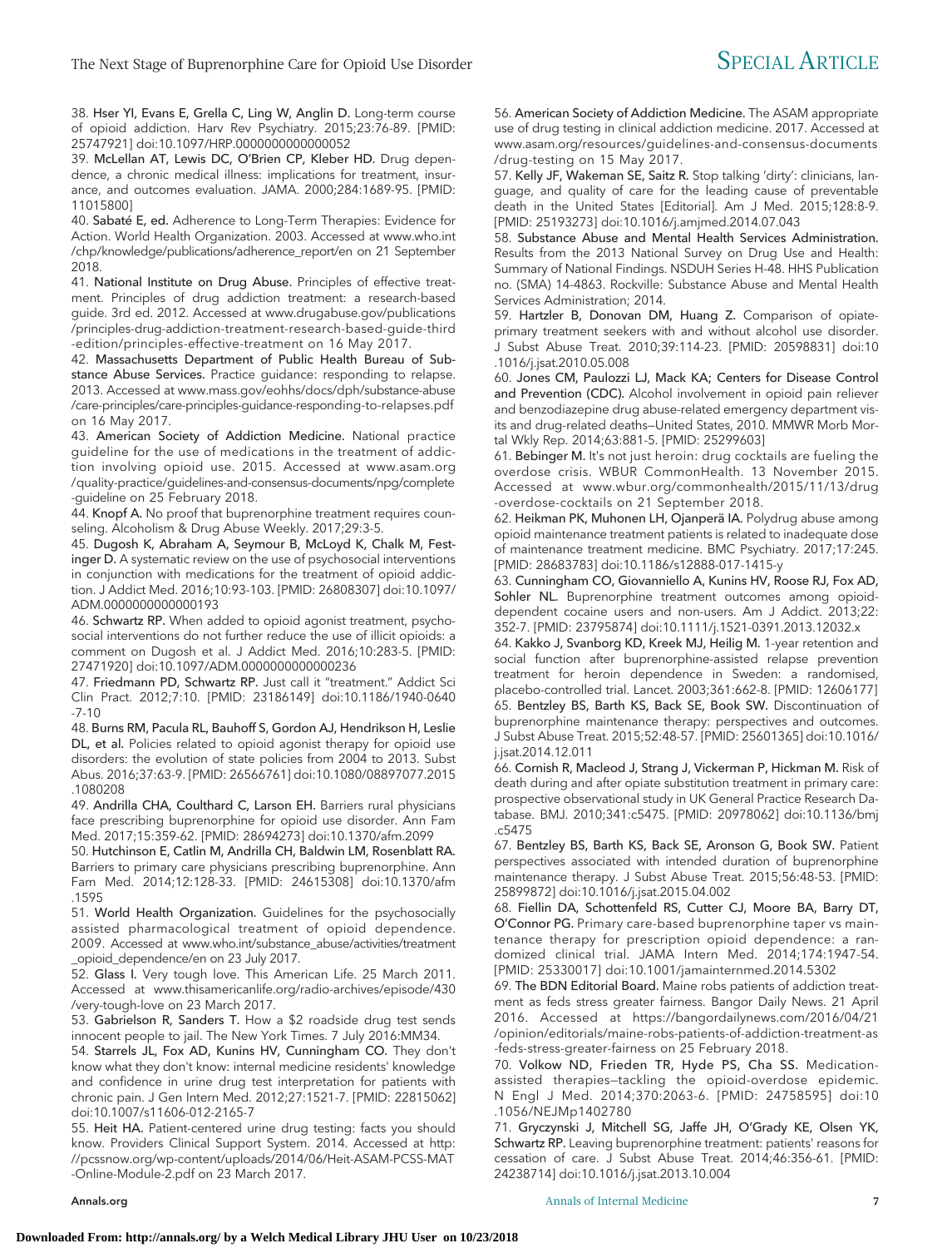38. **Hser YI, Evans E, Grella C, Ling W, Anglin D.** Long-term course of opioid addiction. Harv Rev Psychiatry. 2015;23:76-89. [PMID: 25747921] doi:10.1097/HRP.0000000000000052

39. **McLellan AT, Lewis DC, O'Brien CP, Kleber HD.** Drug dependence, a chronic medical illness: implications for treatment, insurance, and outcomes evaluation. JAMA. 2000;284:1689-95. [PMID: 11015800]

40. **Sabaté E, ed.** Adherence to Long-Term Therapies: Evidence for Action. World Health Organization. 2003. Accessed at www.who.int/chp/knowledge/publications/adherence_report/en on 21 September 2018.

41. **National Institute on Drug Abuse.** Principles of effective treatment. Principles of drug addiction treatment: a research-based guide. 3rd ed. 2012. Accessed at www.drugabuse.gov/publications/principles-drug-addiction-treatment-research-based-guide-third-edition/principles-effective-treatment on 16 May 2017.

42. **Massachusetts Department of Public Health Bureau of Substance Abuse Services.** Practice guidance: responding to relapse. 2013. Accessed at www.mass.gov/eohhs/docs/dph/substance-abuse/care-principles/care-principles-guidance-responding-to-relapses.pdf on 16 May 2017.

43. **American Society of Addiction Medicine.** National practice guideline for the use of medications in the treatment of addiction involving opioid use. 2015. Accessed at www.asam.org/quality-practice/guidelines-and-consensus-documents/npg/complete-guideline on 25 February 2018.

44. **Knopf A.** No proof that buprenorphine treatment requires counseling. Alcoholism & Drug Abuse Weekly. 2017;29:3-5.

45. **Dugosh K, Abraham A, Seymour B, McLoyd K, Chalk M, Festinger D.** A systematic review on the use of psychosocial interventions in conjunction with medications for the treatment of opioid addiction. J Addict Med. 2016;10:93-103. [PMID: 26808307] doi:10.1097/ADM.0000000000000193

46. **Schwartz RP.** When added to opioid agonist treatment, psychosocial interventions do not further reduce the use of illicit opioids: a comment on Dugosh et al. J Addict Med. 2016;10:283-5. [PMID: 27471920] doi:10.1097/ADM.0000000000000236

47. **Friedmann PD, Schwartz RP.** Just call it "treatment." Addict Sci Clin Pract. 2012;7:10. [PMID: 23186149] doi:10.1186/1940-0640-7-10

48. **Burns RM, Pacula RL, Bauhoff S, Gordon AJ, Hendrikson H, Leslie DL, et al.** Policies related to opioid agonist therapy for opioid use disorders: the evolution of state policies from 2004 to 2013. Subst Abus. 2016;37:63-9. [PMID: 26566761] doi:10.1080/08897077.2015.1080208

49. **Andrilla CHA, Coulthard C, Larson EH.** Barriers rural physicians face prescribing buprenorphine for opioid use disorder. Ann Fam Med. 2017;15:359-62. [PMID: 28694273] doi:10.1370/afm.2099

50. **Hutchinson E, Catlin M, Andrilla CH, Baldwin LM, Rosenblatt RA.** Barriers to primary care physicians prescribing buprenorphine. Ann Fam Med. 2014;12:128-33. [PMID: 24615308] doi:10.1370/afm.1595

51. **World Health Organization.** Guidelines for the psychosocially assisted pharmacological treatment of opioid dependence. 2009. Accessed at www.who.int/substance_abuse/activities/treatment_opioid_dependence/en on 23 July 2017.

52. **Glass I.** Very tough love. This American Life. 25 March 2011. Accessed at www.thisamericanlife.org/radio-archives/episode/430/very-tough-love on 23 March 2017.

53. **Gabrielson R, Sanders T.** How a $2 roadside drug test sends innocent people to jail. The New York Times. 7 July 2016:MM34.

54. **Starrels JL, Fox AD, Kunins HV, Cunningham CO.** They don't know what they don't know: internal medicine residents' knowledge and confidence in urine drug test interpretation for patients with chronic pain. J Gen Intern Med. 2012;27:1521-7. [PMID: 22815062] doi:10.1007/s11606-012-2165-7

55. **Heit HA.** Patient-centered urine drug testing: facts you should know. Providers Clinical Support System. 2014. Accessed at http://pcssnow.org/wp-content/uploads/2014/06/Heit-ASAM-PCSS-MAT-Online-Module-2.pdf on 23 March 2017.

56. **American Society of Addiction Medicine.** The ASAM appropriate use of drug testing in clinical addiction medicine. 2017. Accessed at www.asam.org/resources/guidelines-and-consensus-documents/drug-testing on 15 May 2017.

57. **Kelly JF, Wakeman SE, Saitz R.** Stop talking 'dirty': clinicians, language, and quality of care for the leading cause of preventable death in the United States [Editorial]. Am J Med. 2015;128:8-9. [PMID: 25193273] doi:10.1016/j.amjmed.2014.07.043

58. **Substance Abuse and Mental Health Services Administration.** Results from the 2013 National Survey on Drug Use and Health: Summary of National Findings. NSDUH Series H-48. HHS Publication no. (SMA) 14-4863. Rockville: Substance Abuse and Mental Health Services Administration; 2014.

59. **Hartzler B, Donovan DM, Huang Z.** Comparison of opiate-primary treatment seekers with and without alcohol use disorder. J Subst Abuse Treat. 2010;39:114-23. [PMID: 20598831] doi:10.1016/j.jsat.2010.05.008

60. **Jones CM, Paulozzi LJ, Mack KA; Centers for Disease Control and Prevention (CDC).** Alcohol involvement in opioid pain reliever and benzodiazepine drug abuse-related emergency department visits and drug-related deaths—United States, 2010. MMWR Morb Mortal Wkly Rep. 2014;63:881-5. [PMID: 25299603]

61. **Bebinger M.** It's not just heroin: drug cocktails are fueling the overdose crisis. WBUR CommonHealth. 13 November 2015. Accessed at www.wbur.org/commonhealth/2015/11/13/drug-overdose-cocktails on 21 September 2018.

62. **Heikman PK, Muhonen LH, Ojanperä IA.** Polydrug abuse among opioid maintenance treatment patients is related to inadequate dose of maintenance treatment medicine. BMC Psychiatry. 2017;17:245. [PMID: 28683783] doi:10.1186/s12888-017-1415-y

63. **Cunningham CO, Giovanniello A, Kunins HV, Roose RJ, Fox AD, Sohler NL.** Buprenorphine treatment outcomes among opioid-dependent cocaine users and non-users. Am J Addict. 2013;22:352-7. [PMID: 23795874] doi:10.1111/j.1521-0391.2013.12032.x

64. **Kakko J, Svanborg KD, Kreek MJ, Heilig M.** 1-year retention and social function after buprenorphine-assisted relapse prevention treatment for heroin dependence in Sweden: a randomised, placebo-controlled trial. Lancet. 2003;361:662-8. [PMID: 12606177]

65. **Bentzley BS, Barth KS, Back SE, Book SW.** Discontinuation of buprenorphine maintenance therapy: perspectives and outcomes. J Subst Abuse Treat. 2015;52:48-57. [PMID: 25601365] doi:10.1016/j.jsat.2014.12.011

66. **Cornish R, Macleod J, Strang J, Vickerman P, Hickman M.** Risk of death during and after opiate substitution treatment in primary care: prospective observational study in UK General Practice Research Database. BMJ. 2010;341:c5475. [PMID: 20978062] doi:10.1136/bmj.c5475

67. **Bentzley BS, Barth KS, Back SE, Aronson G, Book SW.** Patient perspectives associated with intended duration of buprenorphine maintenance therapy. J Subst Abuse Treat. 2015;56:48-53. [PMID: 25899872] doi:10.1016/j.jsat.2015.04.002

68. **Fiellin DA, Schottenfeld RS, Cutter CJ, Moore BA, Barry DT, O'Connor PG.** Primary care-based buprenorphine taper vs maintenance therapy for prescription opioid dependence: a randomized clinical trial. JAMA Intern Med. 2014;174:1947-54. [PMID: 25330017] doi:10.1001/jamainternmed.2014.5302

69. **The BDN Editorial Board.** Maine robs patients of addiction treatment as feds stress greater fairness. Bangor Daily News. 21 April 2016. Accessed at https://bangordailynews.com/2016/04/21/opinion/editorials/maine-robs-patients-of-addiction-treatment-as-feds-stress-greater-fairness on 25 February 2018.

70. **Volkow ND, Frieden TR, Hyde PS, Cha SS.** Medication-assisted therapies—tackling the opioid-overdose epidemic. N Engl J Med. 2014;370:2063-6. [PMID: 24758595] doi:10.1056/NEJMp1402780

71. **Gryczynski J, Mitchell SG, Jaffe JH, O'Grady KE, Olsen YK, Schwartz RP.** Leaving buprenorphine treatment: patients' reasons for cessation of care. J Subst Abuse Treat. 2014;46:356-61. [PMID: 24238714] doi:10.1016/j.jsat.2013.10.004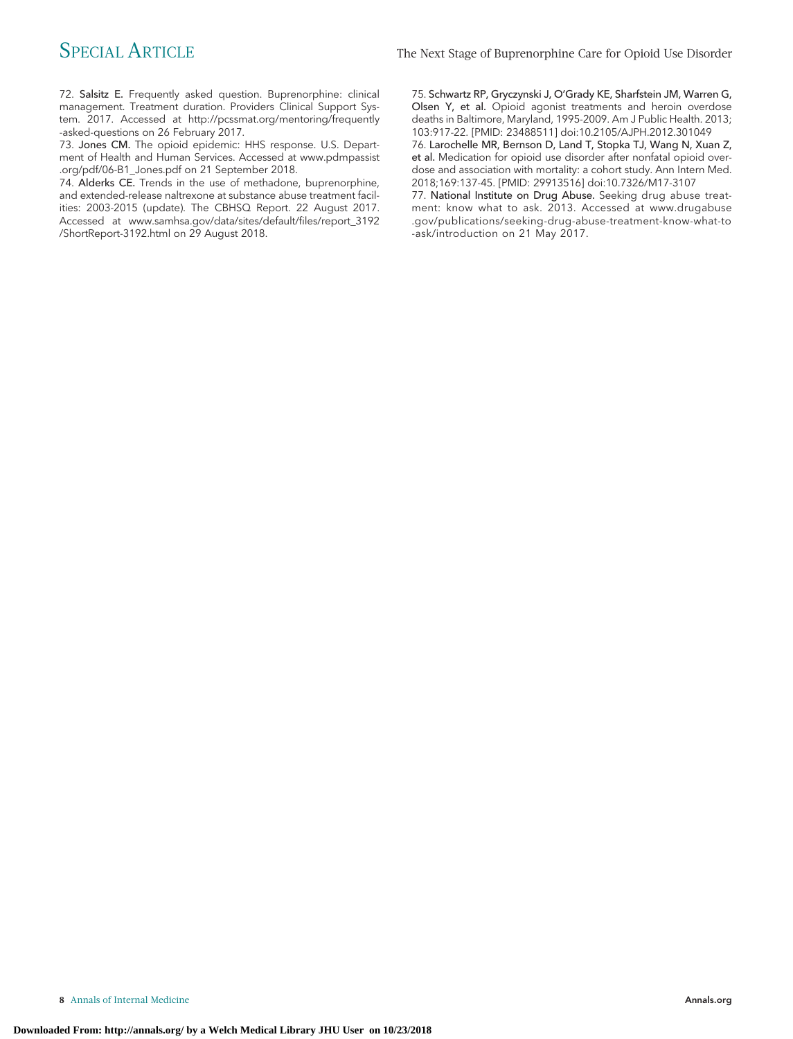72. **Salsitz E.** Frequently asked question. Buprenorphine: clinical management. Treatment duration. Providers Clinical Support System. 2017. Accessed at http://pcssmat.org/mentoring/frequently-asked-questions on 26 February 2017.

73. **Jones CM.** The opioid epidemic: HHS response. U.S. Department of Health and Human Services. Accessed at www.pdmpassist.org/pdf/06-B1_Jones.pdf on 21 September 2018.

74. **Alderks CE.** Trends in the use of methadone, buprenorphine, and extended-release naltrexone at substance abuse treatment facilities: 2003-2015 (update). The CBHSQ Report. 22 August 2017. Accessed at www.samhsa.gov/data/sites/default/files/report_3192/ShortReport-3192.html on 29 August 2018.

75. **Schwartz RP, Gryczynski J, O'Grady KE, Sharfstein JM, Warren G, Olsen Y, et al.** Opioid agonist treatments and heroin overdose deaths in Baltimore, Maryland, 1995-2009. Am J Public Health. 2013; 103:917-22. [PMID: 23488511] doi:10.2105/AJPH.2012.301049

76. **Larochelle MR, Bernson D, Land T, Stopka TJ, Wang N, Xuan Z, et al.** Medication for opioid use disorder after nonfatal opioid overdose and association with mortality: a cohort study. Ann Intern Med. 2018;169:137-45. [PMID: 29913516] doi:10.7326/M17-3107

77. **National Institute on Drug Abuse.** Seeking drug abuse treatment: know what to ask. 2013. Accessed at www.drugabuse.gov/publications/seeking-drug-abuse-treatment-know-what-to-ask/introduction on 21 May 2017.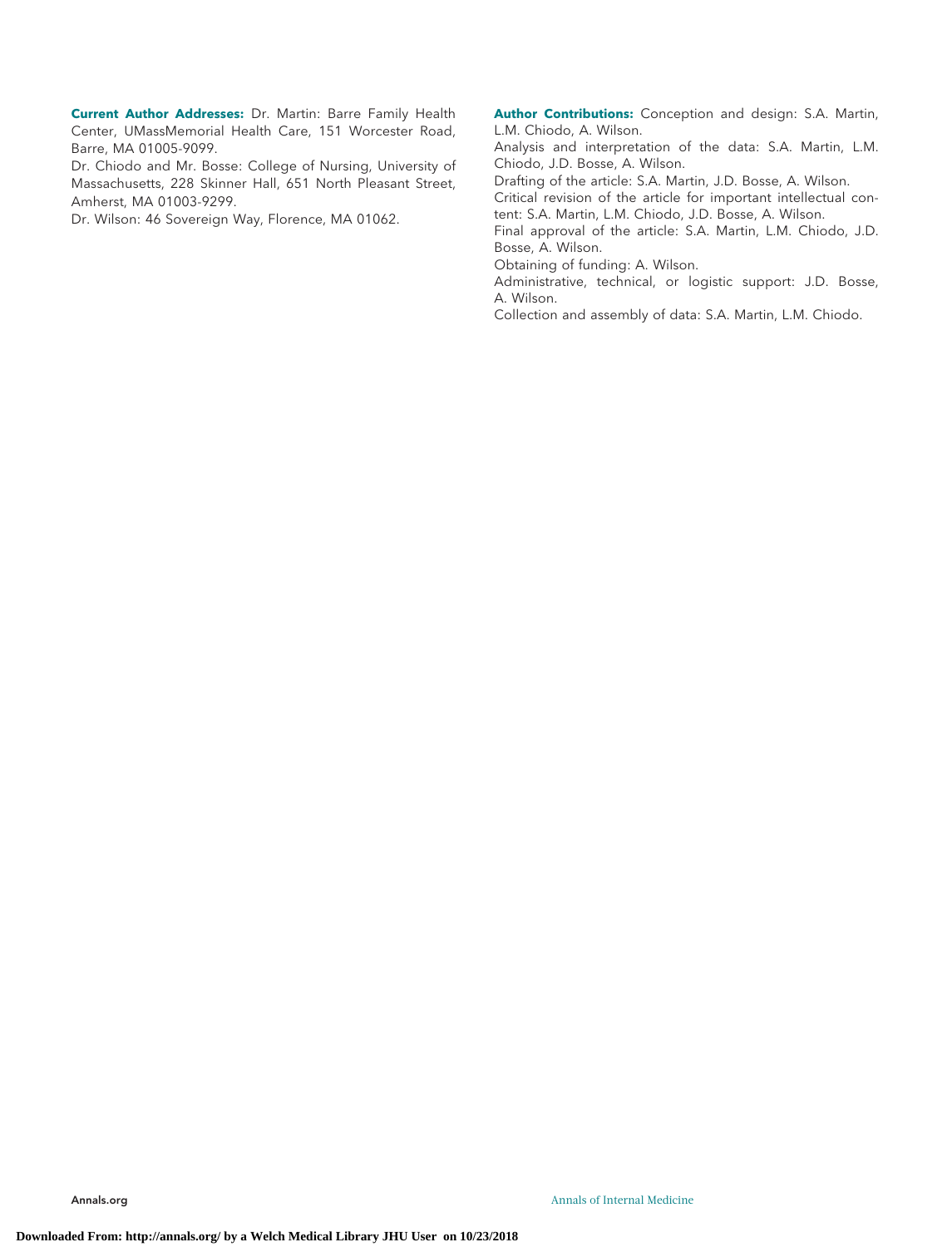**Current Author Addresses:** Dr. Martin: Barre Family Health Center, UMassMemorial Health Care, 151 Worcester Road, Barre, MA 01005-9099.

Dr. Chiodo and Mr. Bosse: College of Nursing, University of Massachusetts, 228 Skinner Hall, 651 North Pleasant Street, Amherst, MA 01003-9299.

Dr. Wilson: 46 Sovereign Way, Florence, MA 01062.

**Author Contributions:** Conception and design: S.A. Martin, L.M. Chiodo, A. Wilson.

Analysis and interpretation of the data: S.A. Martin, L.M. Chiodo, J.D. Bosse, A. Wilson.

Drafting of the article: S.A. Martin, J.D. Bosse, A. Wilson.

Critical revision of the article for important intellectual content: S.A. Martin, L.M. Chiodo, J.D. Bosse, A. Wilson.

Final approval of the article: S.A. Martin, L.M. Chiodo, J.D. Bosse, A. Wilson.

Obtaining of funding: A. Wilson.

Administrative, technical, or logistic support: J.D. Bosse, A. Wilson.

Collection and assembly of data: S.A. Martin, L.M. Chiodo.